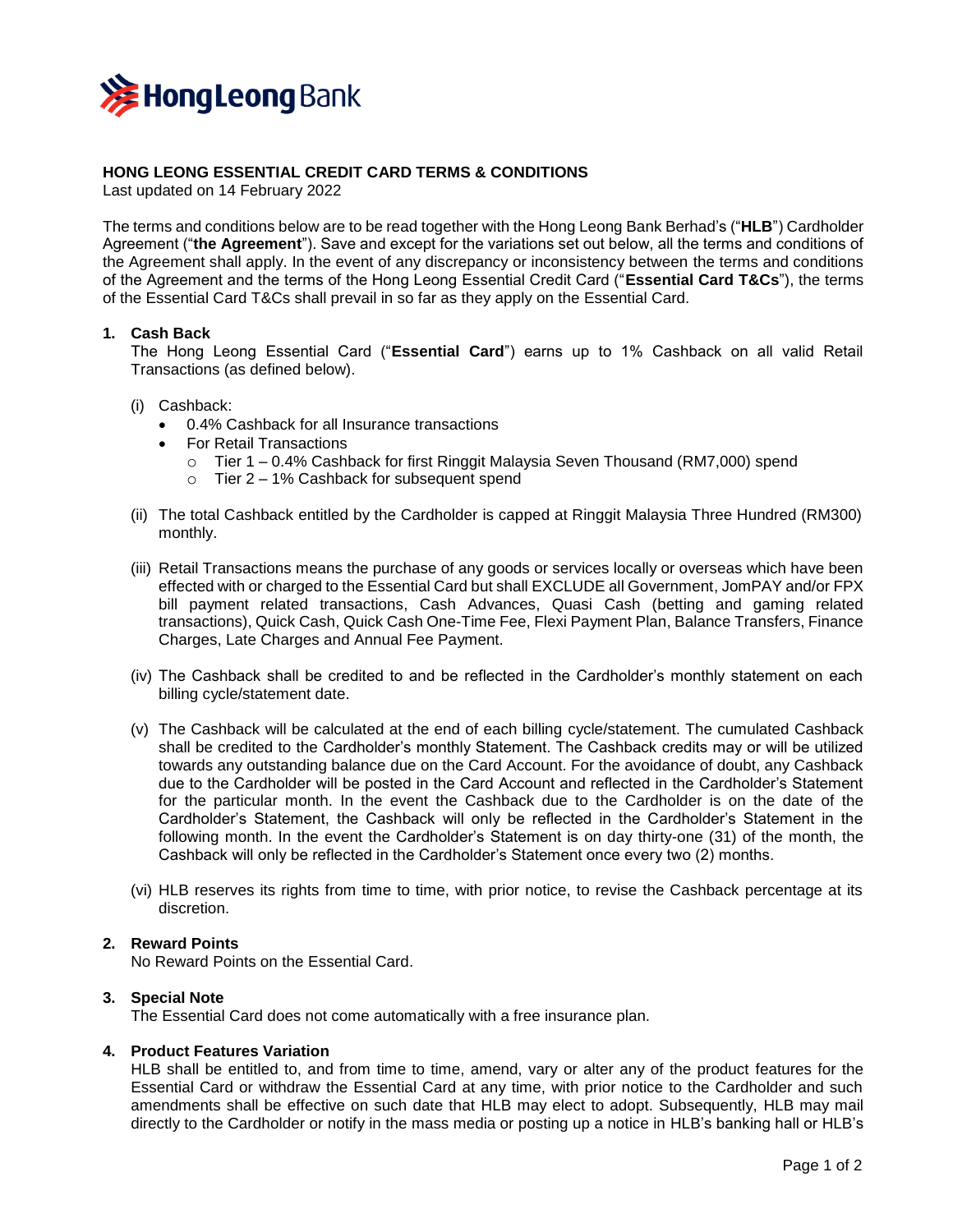# HONG LEONG ESSENTIAL CREDIT CARD TERMS & CONDITIONS

Last updated on 14 February 2022

The terms and conditions below are to be read together with the Hong Leong Bank Berhad's ("**HLB**") Cardholder Agreement ("**the Agreement**"). Save and except for the variations set out below, all the terms and conditions of the Agreement shall apply. In the event of any discrepancy or inconsistency between the terms and conditions of the Agreement and the terms of the Hong Leong Essential Credit Card ("**Essential Card T&Cs**"), the terms of the Essential Card T&Cs shall prevail in so far as they apply on the Essential Card.

## 1. Cash Back

The Hong Leong Essential Card ("**Essential Card**") earns up to 1% Cashback on all valid Retail Transactions (as defined below).

(i) Cashback:

- 0.4% Cashback for all Insurance transactions
- For Retail Transactions
  - Tier 1 – 0.4% Cashback for first Ringgit Malaysia Seven Thousand (RM7,000) spend
  - Tier 2 – 1% Cashback for subsequent spend

(ii) The total Cashback entitled by the Cardholder is capped at Ringgit Malaysia Three Hundred (RM300) monthly.

(iii) Retail Transactions means the purchase of any goods or services locally or overseas which have been effected with or charged to the Essential Card but shall EXCLUDE all Government, JomPAY and/or FPX bill payment related transactions, Cash Advances, Quasi Cash (betting and gaming related transactions), Quick Cash, Quick Cash One-Time Fee, Flexi Payment Plan, Balance Transfers, Finance Charges, Late Charges and Annual Fee Payment.

(iv) The Cashback shall be credited to and be reflected in the Cardholder's monthly statement on each billing cycle/statement date.

(v) The Cashback will be calculated at the end of each billing cycle/statement. The cumulated Cashback shall be credited to the Cardholder's monthly Statement. The Cashback credits may or will be utilized towards any outstanding balance due on the Card Account. For the avoidance of doubt, any Cashback due to the Cardholder will be posted in the Card Account and reflected in the Cardholder's Statement for the particular month. In the event the Cashback due to the Cardholder is on the date of the Cardholder's Statement, the Cashback will only be reflected in the Cardholder's Statement in the following month. In the event the Cardholder's Statement is on day thirty-one (31) of the month, the Cashback will only be reflected in the Cardholder's Statement once every two (2) months.

(vi) HLB reserves its rights from time to time, with prior notice, to revise the Cashback percentage at its discretion.

## 2. Reward Points

No Reward Points on the Essential Card.

## 3. Special Note

The Essential Card does not come automatically with a free insurance plan.

## 4. Product Features Variation

HLB shall be entitled to, and from time to time, amend, vary or alter any of the product features for the Essential Card or withdraw the Essential Card at any time, with prior notice to the Cardholder and such amendments shall be effective on such date that HLB may elect to adopt. Subsequently, HLB may mail directly to the Cardholder or notify in the mass media or posting up a notice in HLB's banking hall or HLB's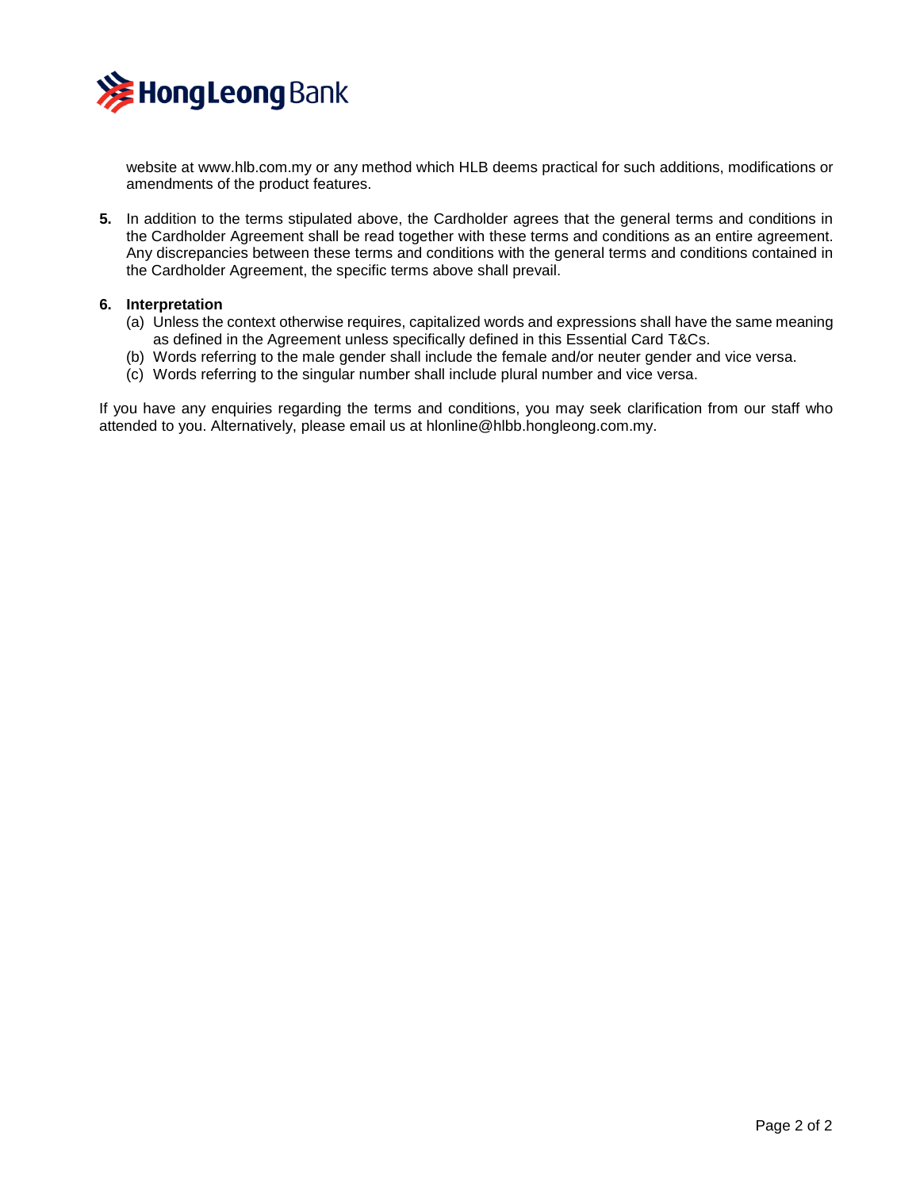website at www.hlb.com.my or any method which HLB deems practical for such additions, modifications or amendments of the product features.

**5.** In addition to the terms stipulated above, the Cardholder agrees that the general terms and conditions in the Cardholder Agreement shall be read together with these terms and conditions as an entire agreement. Any discrepancies between these terms and conditions with the general terms and conditions contained in the Cardholder Agreement, the specific terms above shall prevail.

**6. Interpretation**

(a) Unless the context otherwise requires, capitalized words and expressions shall have the same meaning as defined in the Agreement unless specifically defined in this Essential Card T&Cs.
(b) Words referring to the male gender shall include the female and/or neuter gender and vice versa.
(c) Words referring to the singular number shall include plural number and vice versa.

If you have any enquiries regarding the terms and conditions, you may seek clarification from our staff who attended to you. Alternatively, please email us at hlonline@hlbb.hongleong.com.my.